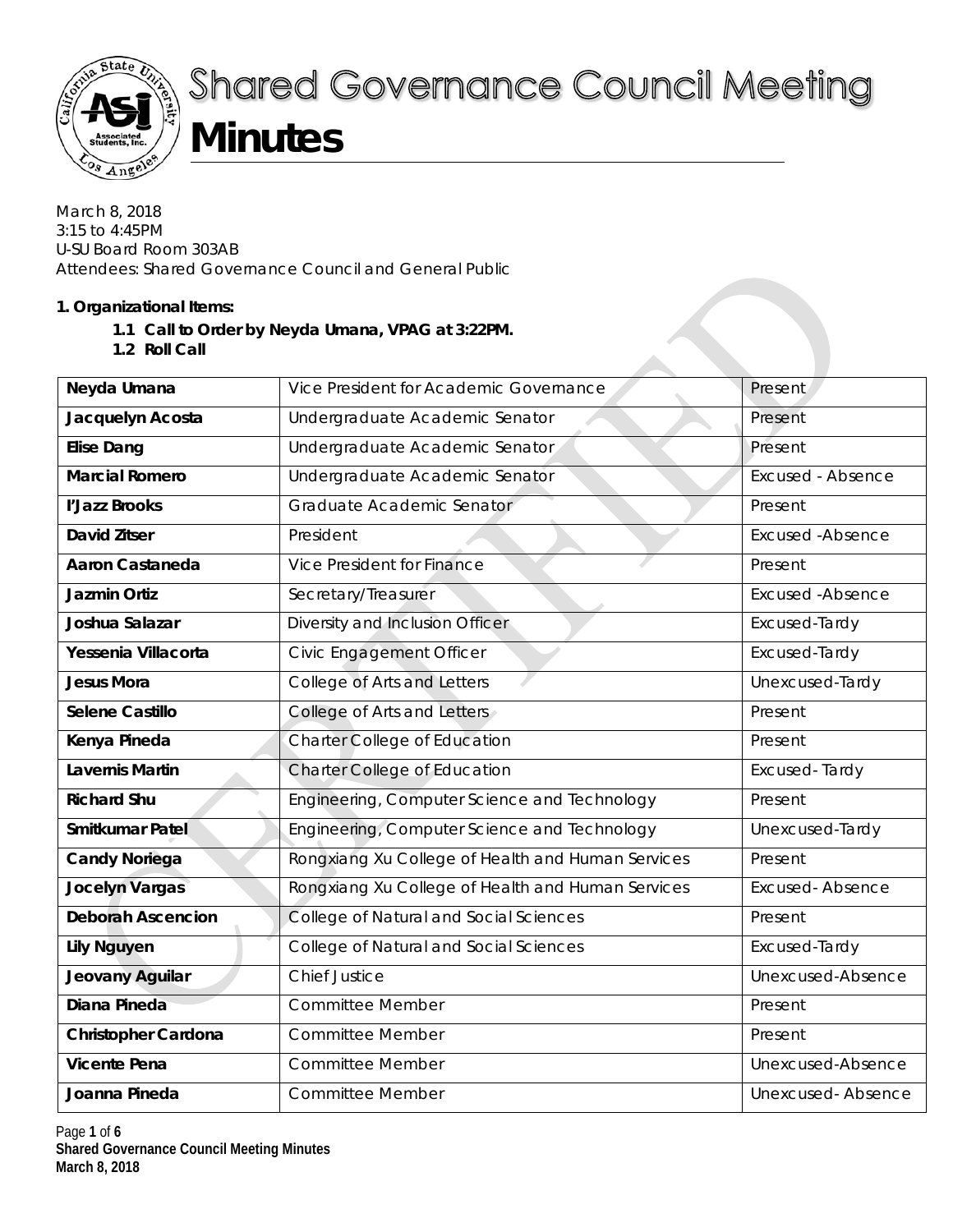# Shared Governance Council Meeting

# Minutes

March 8, 2018
3:15 to 4:45PM
U-SU Board Room 303AB
Attendees: Shared Governance Council and General Public

**1. Organizational Items:**

- **1.1 Call to Order by Neyda Umana, VPAG at 3:22PM.**
- **1.2 Roll Call**

| | | |
|---|---|---|
| **Neyda Umana** | Vice President for Academic Governance | Present |
| **Jacquelyn Acosta** | Undergraduate Academic Senator | Present |
| **Elise Dang** | Undergraduate Academic Senator | Present |
| **Marcial Romero** | Undergraduate Academic Senator | Excused - Absence |
| **I'Jazz Brooks** | Graduate Academic Senator | Present |
| **David Zitser** | President | Excused -Absence |
| **Aaron Castaneda** | Vice President for Finance | Present |
| **Jazmin Ortiz** | Secretary/Treasurer | Excused -Absence |
| **Joshua Salazar** | Diversity and Inclusion Officer | Excused-Tardy |
| **Yessenia Villacorta** | Civic Engagement Officer | Excused-Tardy |
| **Jesus Mora** | College of Arts and Letters | Unexcused-Tardy |
| **Selene Castillo** | College of Arts and Letters | Present |
| **Kenya Pineda** | Charter College of Education | Present |
| **Lavernis Martin** | Charter College of Education | Excused- Tardy |
| **Richard Shu** | Engineering, Computer Science and Technology | Present |
| **Smitkumar Patel** | Engineering, Computer Science and Technology | Unexcused-Tardy |
| **Candy Noriega** | Rongxiang Xu College of Health and Human Services | Present |
| **Jocelyn Vargas** | Rongxiang Xu College of Health and Human Services | Excused- Absence |
| **Deborah Ascencion** | College of Natural and Social Sciences | Present |
| **Lily Nguyen** | College of Natural and Social Sciences | Excused-Tardy |
| **Jeovany Aguilar** | Chief Justice | Unexcused-Absence |
| **Diana Pineda** | Committee Member | Present |
| **Christopher Cardona** | Committee Member | Present |
| **Vicente Pena** | Committee Member | Unexcused-Absence |
| **Joanna Pineda** | Committee Member | Unexcused- Absence |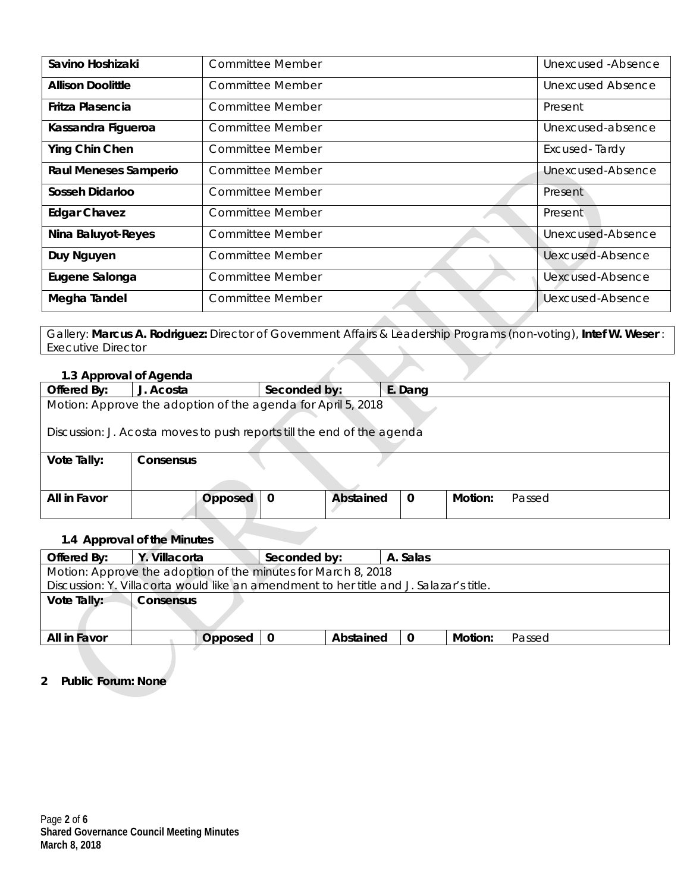| | | |
|---|---|---|
| **Savino Hoshizaki** | Committee Member | Unexcused -Absence |
| **Allison Doolittle** | Committee Member | Unexcused Absence |
| **Fritza Plasencia** | Committee Member | Present |
| **Kassandra Figueroa** | Committee Member | Unexcused-absence |
| **Ying Chin Chen** | Committee Member | Excused- Tardy |
| **Raul Meneses Samperio** | Committee Member | Unexcused-Absence |
| **Sosseh Didarloo** | Committee Member | Present |
| **Edgar Chavez** | Committee Member | Present |
| **Nina Baluyot-Reyes** | Committee Member | Unexcused-Absence |
| **Duy Nguyen** | Committee Member | Uexcused-Absence |
| **Eugene Salonga** | Committee Member | Uexcused-Absence |
| **Megha Tandel** | Committee Member | Uexcused-Absence |

Gallery: **Marcus A. Rodriguez:** Director of Government Affairs & Leadership Programs (non-voting), **Intef W. Weser** : Executive Director

### 1.3 Approval of Agenda

| **Offered By:** | **J. Acosta** | | **Seconded by:** | | **E. Dang** | | |
|---|---|---|---|---|---|---|---|
| Motion: Approve the adoption of the agenda for April 5, 2018<br><br>Discussion: J. Acosta moves to push reports till the end of the agenda | | | | | | | |
| **Vote Tally:** | **Consensus** | | | | | | |
| **All in Favor** | | **Opposed** | **0** | **Abstained** | **0** | **Motion:** | Passed |

### 1.4 Approval of the Minutes

| **Offered By:** | **Y. Villacorta** | | **Seconded by:** | | **A. Salas** | | |
|---|---|---|---|---|---|---|---|
| Motion: Approve the adoption of the minutes for March 8, 2018<br>Discussion: Y. Villacorta would like an amendment to her title and J. Salazar's title. | | | | | | | |
| **Vote Tally:** | **Consensus** | | | | | | |
| **All in Favor** | | **Opposed** | **0** | **Abstained** | **0** | **Motion:** | Passed |

## 2 Public Forum: None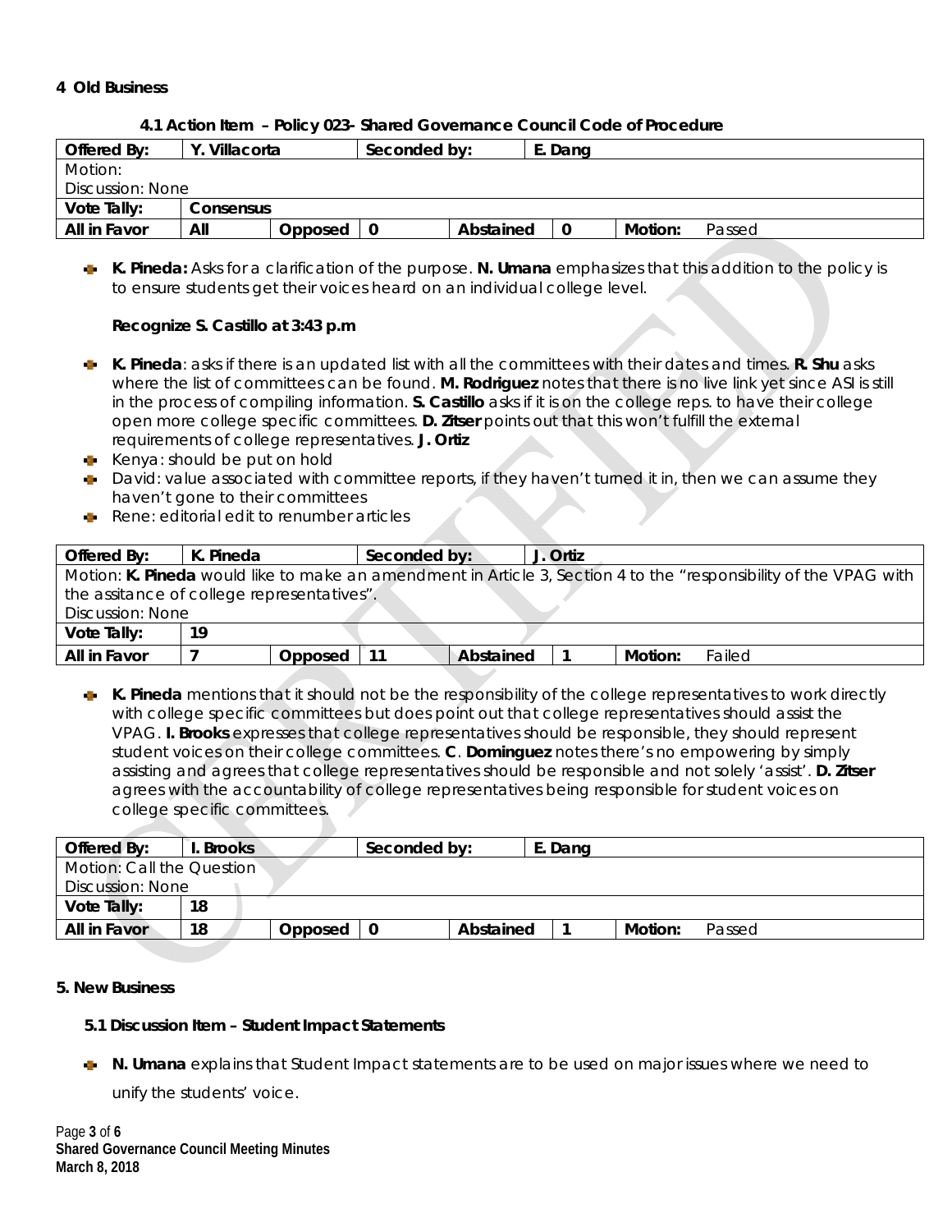## 4 Old Business

### 4.1 Action Item – Policy 023- Shared Governance Council Code of Procedure

| Offered By: | Y. Villacorta | | Seconded by: | | E. Dang | | |
|---|---|---|---|---|---|---|---|
| Motion: | | | | | | | |
| Discussion: None | | | | | | | |
| Vote Tally: | Consensus | | | | | | |
| All in Favor | All | Opposed | 0 | Abstained | 0 | Motion: | Passed |

- **K. Pineda:** Asks for a clarification of the purpose. **N. Umana** emphasizes that this addition to the policy is to ensure students get their voices heard on an individual college level.

  **Recognize S. Castillo at 3:43 p.m**

- **K. Pineda**: asks if there is an updated list with all the committees with their dates and times. **R. Shu** asks where the list of committees can be found. **M. Rodriguez** notes that there is no live link yet since ASI is still in the process of compiling information. **S. Castillo** asks if it is on the college reps. to have their college open more college specific committees. **D. Zitser** points out that this won't fulfill the external requirements of college representatives. **J. Ortiz**
- Kenya: should be put on hold
- David: value associated with committee reports, if they haven't turned it in, then we can assume they haven't gone to their committees
- Rene: editorial edit to renumber articles

| Offered By: | K. Pineda | | Seconded by: | | J. Ortiz | | |
|---|---|---|---|---|---|---|---|
| Motion: **K. Pineda** would like to make an amendment in Article 3, Section 4 to the "responsibility of the VPAG with the assitance of college representatives". | | | | | | | |
| Discussion: None | | | | | | | |
| Vote Tally: | 19 | | | | | | |
| All in Favor | 7 | Opposed | 11 | Abstained | 1 | Motion: | Failed |

- **K. Pineda** mentions that it should not be the responsibility of the college representatives to work directly with college specific committees but does point out that college representatives should assist the VPAG. **I. Brooks** expresses that college representatives should be responsible, they should represent student voices on their college committees. **C**. **Dominguez** notes there's no empowering by simply assisting and agrees that college representatives should be responsible and not solely 'assist'. **D. Zitser** agrees with the accountability of college representatives being responsible for student voices on college specific committees.

| Offered By: | I. Brooks | | Seconded by: | | E. Dang | | |
|---|---|---|---|---|---|---|---|
| Motion: Call the Question | | | | | | | |
| Discussion: None | | | | | | | |
| Vote Tally: | 18 | | | | | | |
| All in Favor | 18 | Opposed | 0 | Abstained | 1 | Motion: | Passed |

## 5. New Business

### 5.1 Discussion Item – Student Impact Statements

- **N. Umana** explains that Student Impact statements are to be used on major issues where we need to unify the students' voice.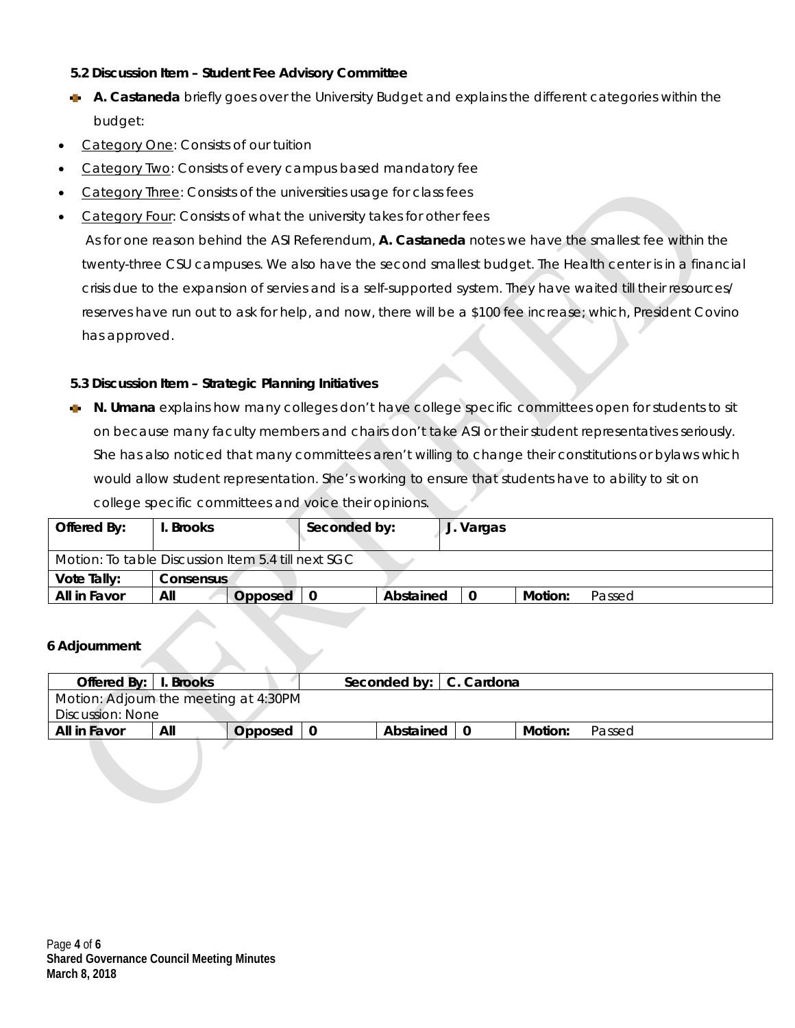**5.2 Discussion Item – Student Fee Advisory Committee**

- **A. Castaneda** briefly goes over the University Budget and explains the different categories within the budget:

- Category One: Consists of our tuition
- Category Two: Consists of every campus based mandatory fee
- Category Three: Consists of the universities usage for class fees
- Category Four: Consists of what the university takes for other fees

As for one reason behind the ASI Referendum, **A. Castaneda** notes we have the smallest fee within the twenty-three CSU campuses. We also have the second smallest budget. The Health center is in a financial crisis due to the expansion of servies and is a self-supported system. They have waited till their resources/ reserves have run out to ask for help, and now, there will be a $100 fee increase; which, President Covino has approved.

**5.3 Discussion Item – Strategic Planning Initiatives**

- **N. Umana** explains how many colleges don't have college specific committees open for students to sit on because many faculty members and chairs don't take ASI or their student representatives seriously. She has also noticed that many committees aren't willing to change their constitutions or bylaws which would allow student representation. She's working to ensure that students have to ability to sit on college specific committees and voice their opinions.

| **Offered By:** | **I. Brooks** | | **Seconded by:** | | **J. Vargas** | | |
|---|---|---|---|---|---|---|---|
| Motion: To table Discussion Item 5.4 till next SGC | | | | | | | |
| **Vote Tally:** | **Consensus** | | | | | | |
| **All in Favor** | **All** | **Opposed** | **0** | **Abstained** | **0** | **Motion:** | Passed |

**6 Adjournment**

| **Offered By:** | **I. Brooks** | | **Seconded by:** | | **C. Cardona** | | |
|---|---|---|---|---|---|---|---|
| Motion: Adjourn the meeting at 4:30PM<br>Discussion: None | | | | | | | |
| **All in Favor** | **All** | **Opposed** | **0** | **Abstained** | **0** | **Motion:** | Passed |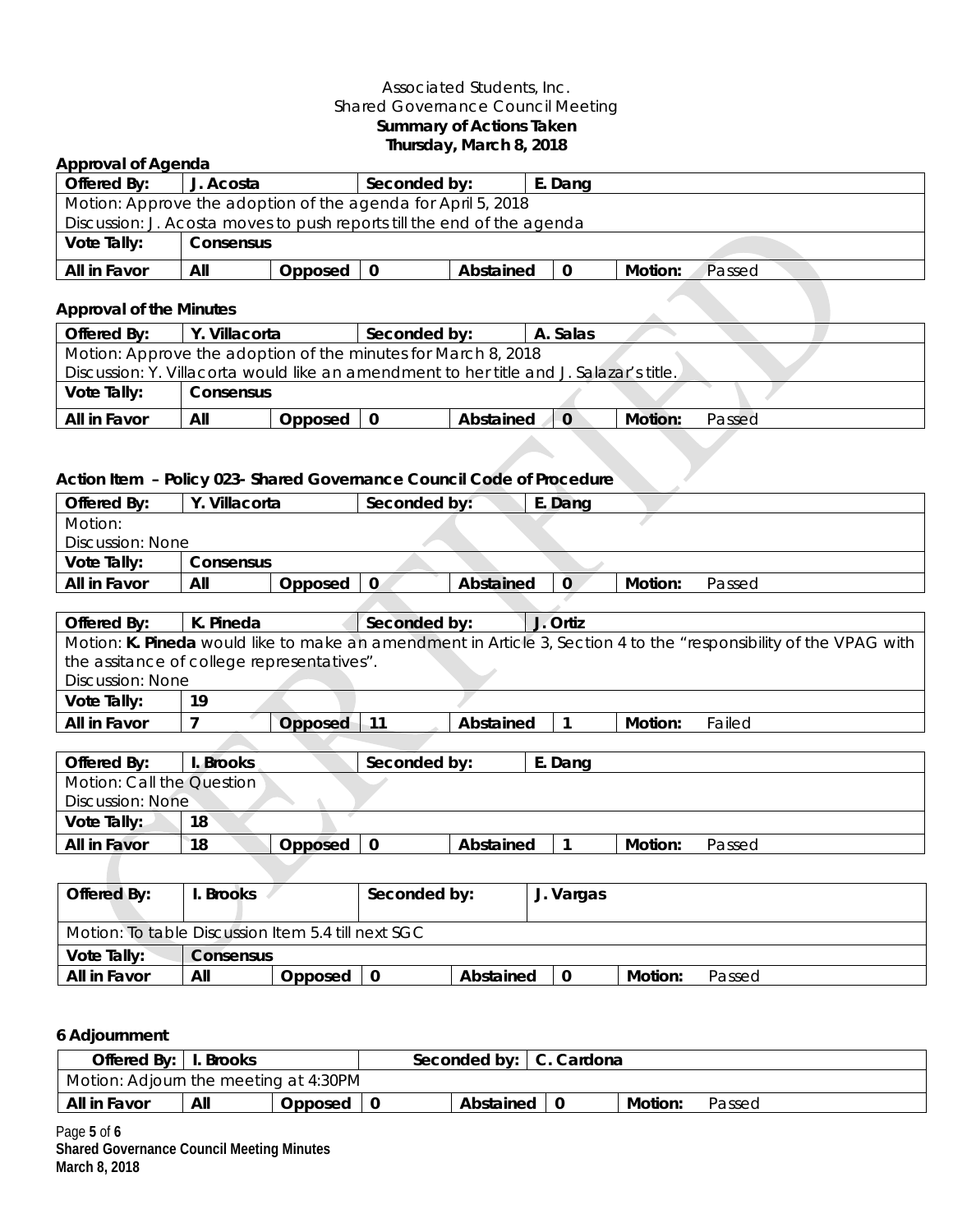Associated Students, Inc.
Shared Governance Council Meeting
**Summary of Actions Taken**
**Thursday, March 8, 2018**

### Approval of Agenda

| **Offered By:** | **J. Acosta** | | **Seconded by:** | | **E. Dang** | | |
|---|---|---|---|---|---|---|---|
| Motion: Approve the adoption of the agenda for April 5, 2018 | | | | | | | |
| Discussion: J. Acosta moves to push reports till the end of the agenda | | | | | | | |
| **Vote Tally:** | **Consensus** | | | | | | |
| **All in Favor** | **All** | **Opposed** | **0** | **Abstained** | **0** | **Motion:** | Passed |

### Approval of the Minutes

| **Offered By:** | **Y. Villacorta** | | **Seconded by:** | | **A. Salas** | | |
|---|---|---|---|---|---|---|---|
| Motion: Approve the adoption of the minutes for March 8, 2018 | | | | | | | |
| Discussion: Y. Villacorta would like an amendment to her title and J. Salazar's title. | | | | | | | |
| **Vote Tally:** | **Consensus** | | | | | | |
| **All in Favor** | **All** | **Opposed** | **0** | **Abstained** | **0** | **Motion:** | Passed |

### Action Item – Policy 023- Shared Governance Council Code of Procedure

| **Offered By:** | **Y. Villacorta** | | **Seconded by:** | | **E. Dang** | | |
|---|---|---|---|---|---|---|---|
| Motion: | | | | | | | |
| Discussion: None | | | | | | | |
| **Vote Tally:** | **Consensus** | | | | | | |
| **All in Favor** | **All** | **Opposed** | **0** | **Abstained** | **0** | **Motion:** | Passed |

| **Offered By:** | **K. Pineda** | | **Seconded by:** | | **J. Ortiz** | | |
|---|---|---|---|---|---|---|---|
| Motion: **K. Pineda** would like to make an amendment in Article 3, Section 4 to the "responsibility of the VPAG with the assitance of college representatives". | | | | | | | |
| Discussion: None | | | | | | | |
| **Vote Tally:** | **19** | | | | | | |
| **All in Favor** | **7** | **Opposed** | **11** | **Abstained** | **1** | **Motion:** | Failed |

| **Offered By:** | **I. Brooks** | | **Seconded by:** | | **E. Dang** | | |
|---|---|---|---|---|---|---|---|
| Motion: Call the Question | | | | | | | |
| Discussion: None | | | | | | | |
| **Vote Tally:** | **18** | | | | | | |
| **All in Favor** | **18** | **Opposed** | **0** | **Abstained** | **1** | **Motion:** | Passed |

| **Offered By:** | **I. Brooks** | | **Seconded by:** | | **J. Vargas** | | |
|---|---|---|---|---|---|---|---|
| Motion: To table Discussion Item 5.4 till next SGC | | | | | | | |
| **Vote Tally:** | **Consensus** | | | | | | |
| **All in Favor** | **All** | **Opposed** | **0** | **Abstained** | **0** | **Motion:** | Passed |

### 6 Adjournment

| **Offered By:** | **I. Brooks** | | **Seconded by:** | | **C. Cardona** | | |
|---|---|---|---|---|---|---|---|
| Motion: Adjourn the meeting at 4:30PM | | | | | | | |
| **All in Favor** | **All** | **Opposed** | **0** | **Abstained** | **0** | **Motion:** | Passed |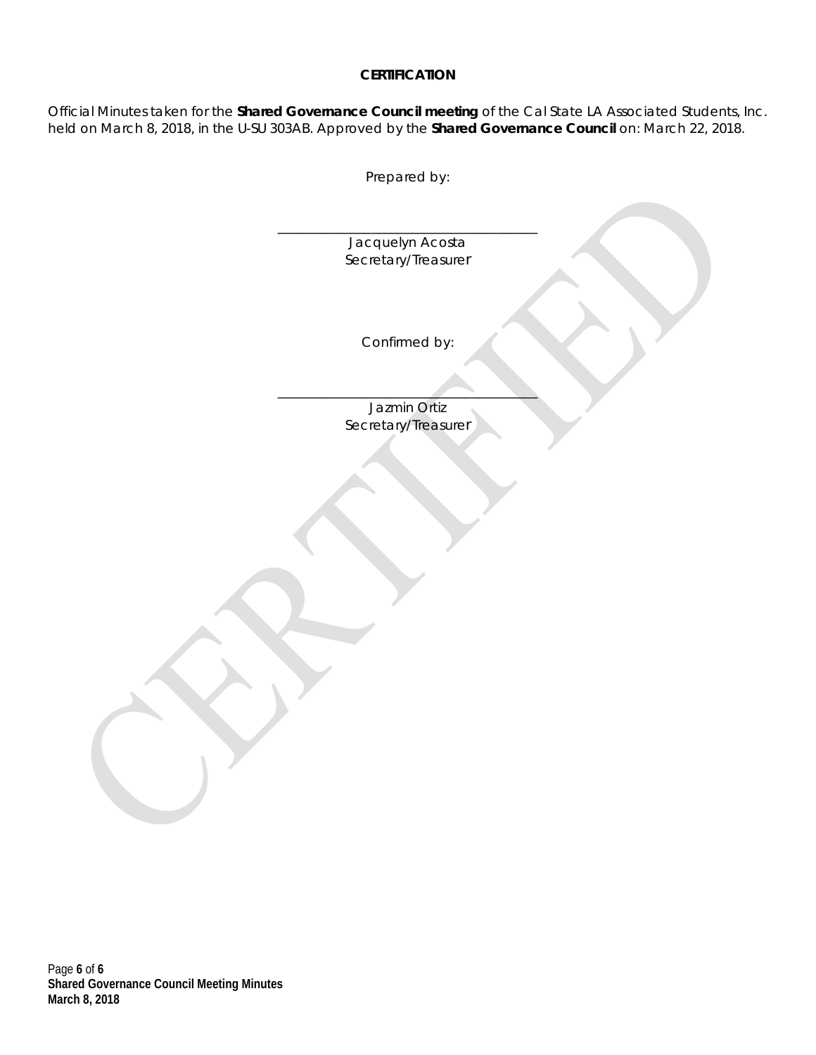**CERTIFICATION**

Official Minutes taken for the **Shared Governance Council meeting** of the Cal State LA Associated Students, Inc. held on March 8, 2018, in the U-SU 303AB. Approved by the **Shared Governance Council** on: March 22, 2018.

Prepared by:

\_\_\_\_\_\_\_\_\_\_\_\_\_\_\_\_\_\_\_\_\_\_\_\_\_\_\_\_\_\_\_\_\_\_\_\_\_\_
Jacquelyn Acosta
Secretary/Treasurer

Confirmed by:

\_\_\_\_\_\_\_\_\_\_\_\_\_\_\_\_\_\_\_\_\_\_\_\_\_\_\_\_\_\_\_\_\_\_\_\_\_\_
Jazmin Ortiz
Secretary/Treasurer

CERTIFIED